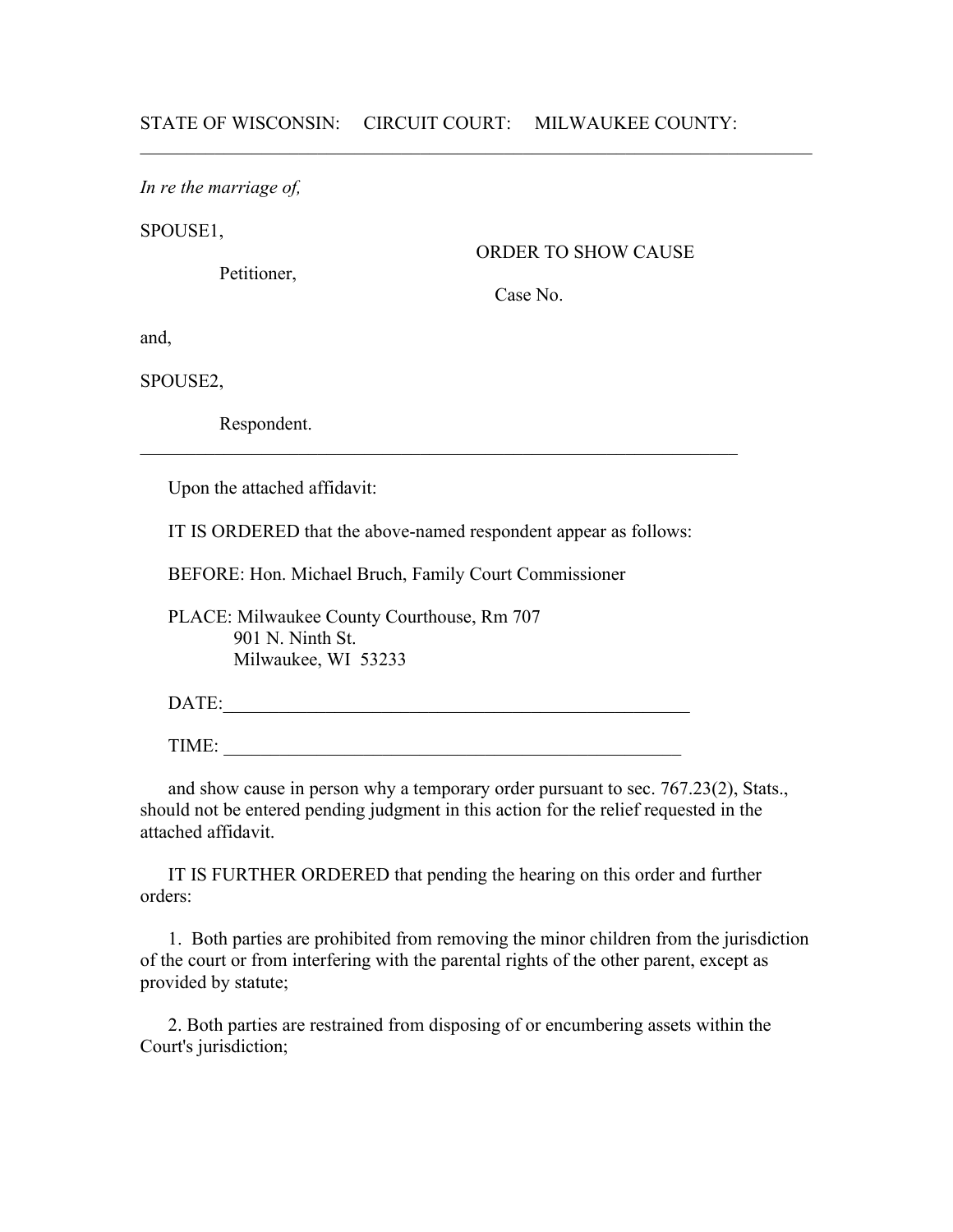STATE OF WISCONSIN: CIRCUIT COURT: MILWAUKEE COUNTY:

---

*In re the marriage of,*

SPOUSE1,

Petitioner,

and,

SPOUSE2,

Respondent.

ORDER TO SHOW CAUSE

Case No.

---

Upon the attached affidavit:

IT IS ORDERED that the above-named respondent appear as follows:

BEFORE: Hon. Michael Bruch, Family Court Commissioner

PLACE: Milwaukee County Courthouse, Rm 707
901 N. Ninth St.
Milwaukee, WI 53233

DATE:\_\_\_\_\_\_\_\_\_\_\_\_\_\_\_\_\_\_\_\_\_\_\_\_\_\_\_\_\_\_\_\_\_\_\_\_\_\_\_\_\_\_\_\_\_\_\_\_\_\_

TIME: \_\_\_\_\_\_\_\_\_\_\_\_\_\_\_\_\_\_\_\_\_\_\_\_\_\_\_\_\_\_\_\_\_\_\_\_\_\_\_\_\_\_\_\_\_\_\_\_\_\_

and show cause in person why a temporary order pursuant to sec. 767.23(2), Stats., should not be entered pending judgment in this action for the relief requested in the attached affidavit.

IT IS FURTHER ORDERED that pending the hearing on this order and further orders:

1. Both parties are prohibited from removing the minor children from the jurisdiction of the court or from interfering with the parental rights of the other parent, except as provided by statute;

2. Both parties are restrained from disposing of or encumbering assets within the Court's jurisdiction;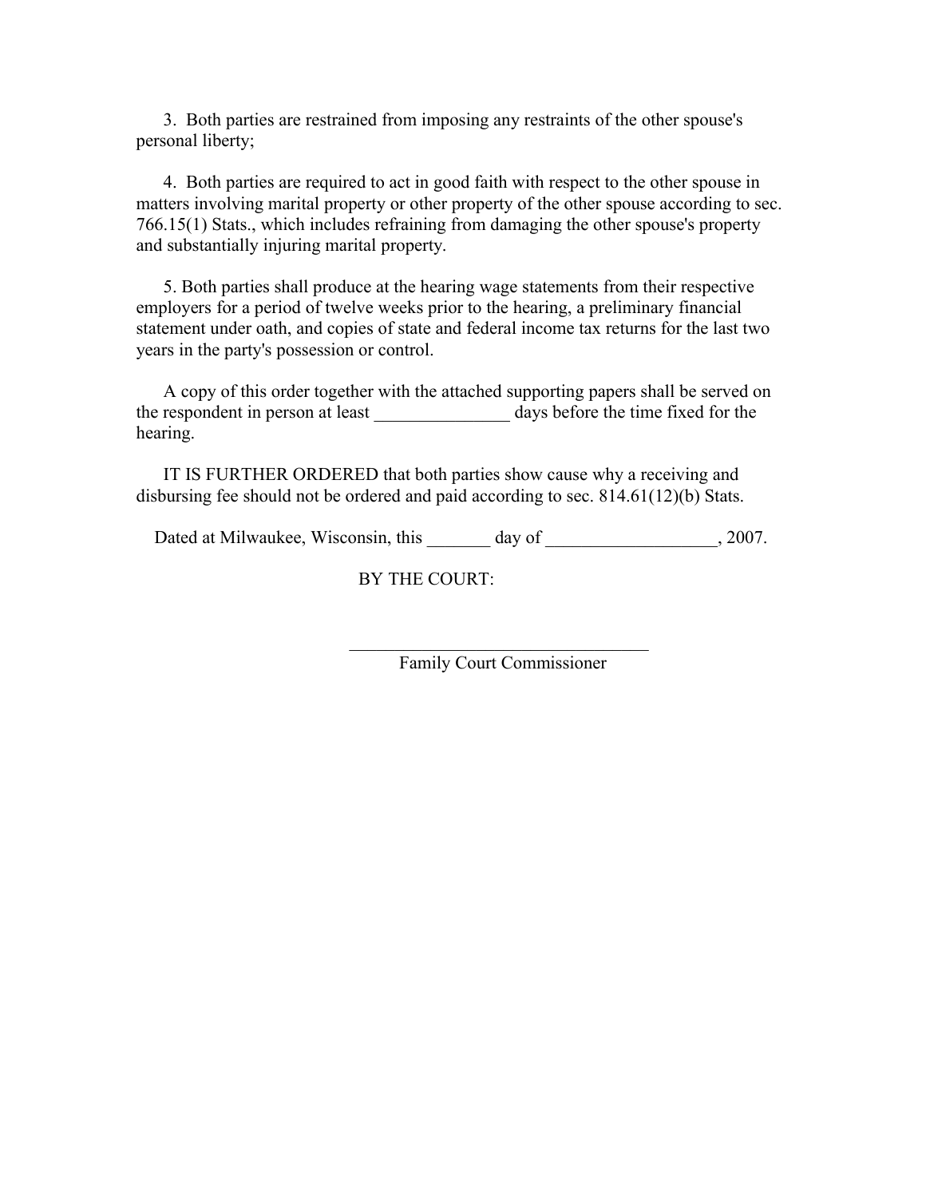3. Both parties are restrained from imposing any restraints of the other spouse's personal liberty;

4. Both parties are required to act in good faith with respect to the other spouse in matters involving marital property or other property of the other spouse according to sec. 766.15(1) Stats., which includes refraining from damaging the other spouse's property and substantially injuring marital property.

5. Both parties shall produce at the hearing wage statements from their respective employers for a period of twelve weeks prior to the hearing, a preliminary financial statement under oath, and copies of state and federal income tax returns for the last two years in the party's possession or control.

A copy of this order together with the attached supporting papers shall be served on the respondent in person at least _______________ days before the time fixed for the hearing.

IT IS FURTHER ORDERED that both parties show cause why a receiving and disbursing fee should not be ordered and paid according to sec. 814.61(12)(b) Stats.

Dated at Milwaukee, Wisconsin, this _______ day of ___________________, 2007.

BY THE COURT:

___________________________________
Family Court Commissioner